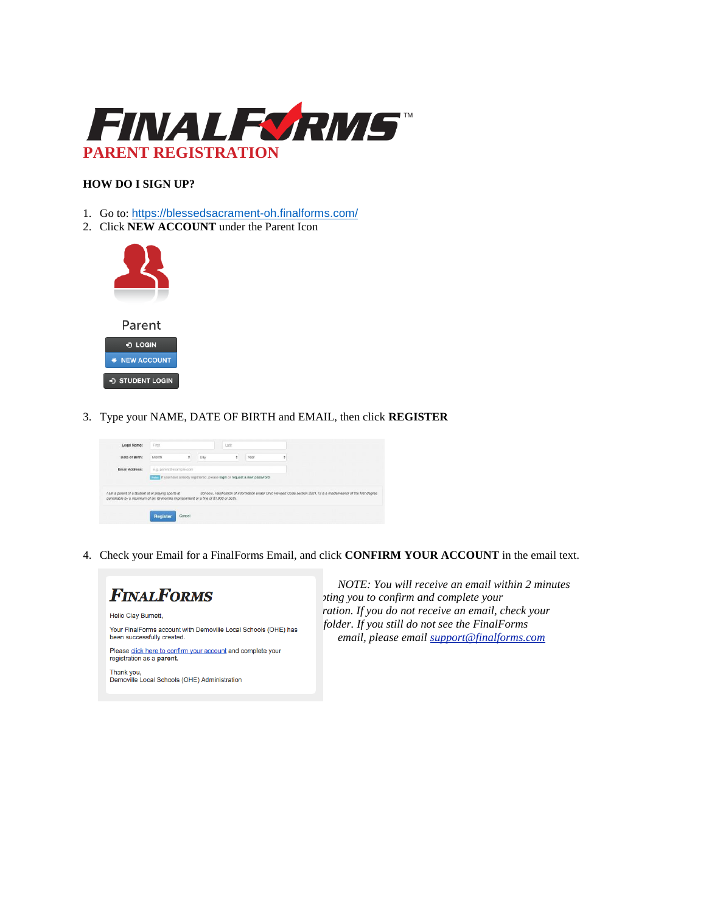# FINALFORMS™

## PARENT REGISTRATION

**HOW DO I SIGN UP?**

1. Go to: https://blessedsacrament-oh.finalforms.com/
2. Click **NEW ACCOUNT** under the Parent Icon

3. Type your NAME, DATE OF BIRTH and EMAIL, then click **REGISTER**

4. Check your Email for a FinalForms Email, and click **CONFIRM YOUR ACCOUNT** in the email text.

*NOTE: You will receive an email within 2 minutes ... ting you to confirm and complete your ... ration. If you do not receive an email, check your ... folder. If you still do not see the FinalForms email, please email support@finalforms.com*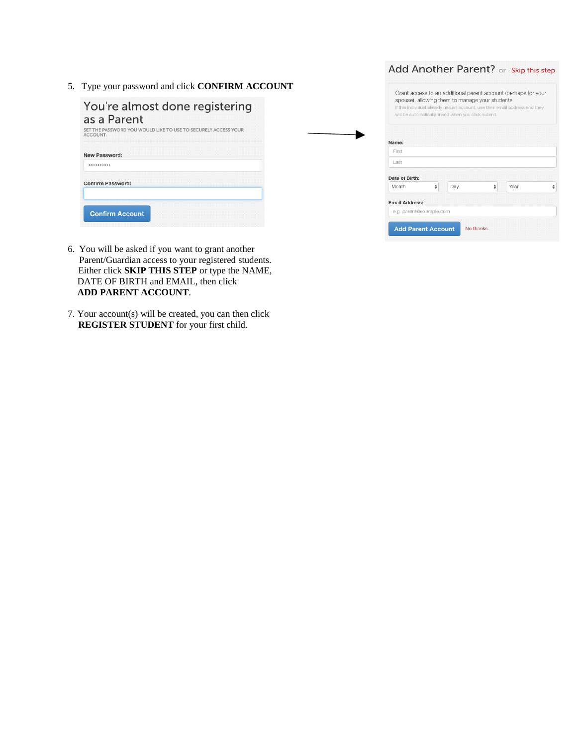5. Type your password and click **CONFIRM ACCOUNT**

You're almost done registering as a Parent

SET THE PASSWORD YOU WOULD LIKE TO USE TO SECURELY ACCESS YOUR ACCOUNT.

New Password:

Confirm Password:

Confirm Account

Add Another Parent? or Skip this step

Grant access to an additional parent account (perhaps for your spouse), allowing them to manage your students.
If this individual already has an account, use their email address and they will be automatically linked when you click submit.

Name:

First

Last

Date of Birth:

Month Day Year

Email Address:

e.g. parent@example.com

Add Parent Account No thanks.

6. You will be asked if you want to grant another Parent/Guardian access to your registered students. Either click **SKIP THIS STEP** or type the NAME, DATE OF BIRTH and EMAIL, then click **ADD PARENT ACCOUNT**.

7. Your account(s) will be created, you can then click **REGISTER STUDENT** for your first child.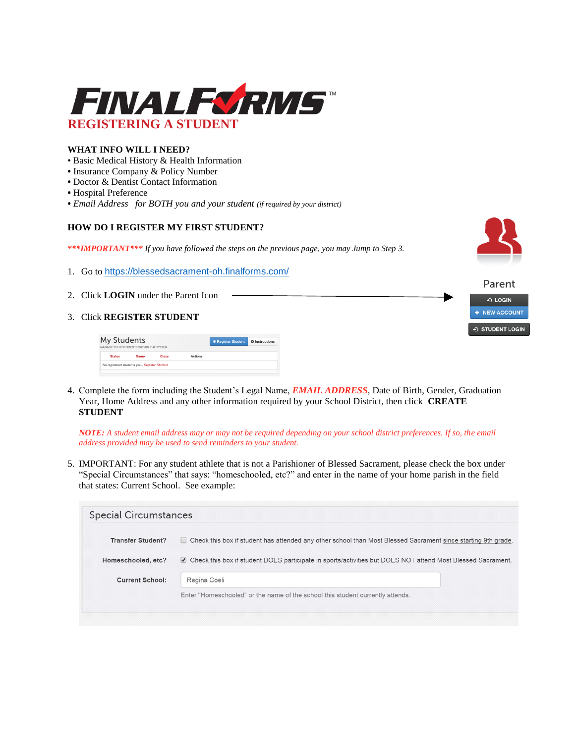# FINALFORMS™

## REGISTERING A STUDENT

**WHAT INFO WILL I NEED?**

- Basic Medical History & Health Information
- Insurance Company & Policy Number
- Doctor & Dentist Contact Information
- Hospital Preference
- *Email Address for BOTH you and your student (if required by your district)*

**HOW DO I REGISTER MY FIRST STUDENT?**

***\*\*\*IMPORTANT\*\*\**** *If you have followed the steps on the previous page, you may Jump to Step 3.*

1. Go to https://blessedsacrament-oh.finalforms.com/
2. Click **LOGIN** under the Parent Icon
3. Click **REGISTER STUDENT**
4. Complete the form including the Student's Legal Name, ***EMAIL ADDRESS***, Date of Birth, Gender, Graduation Year, Home Address and any other information required by your School District, then click **CREATE STUDENT**

   ***NOTE:*** *A student email address may or may not be required depending on your school district preferences. If so, the email address provided may be used to send reminders to your student.*

5. IMPORTANT: For any student athlete that is not a Parishioner of Blessed Sacrament, please check the box under "Special Circumstances" that says: "homeschooled, etc?" and enter in the name of your home parish in the field that states: Current School. See example: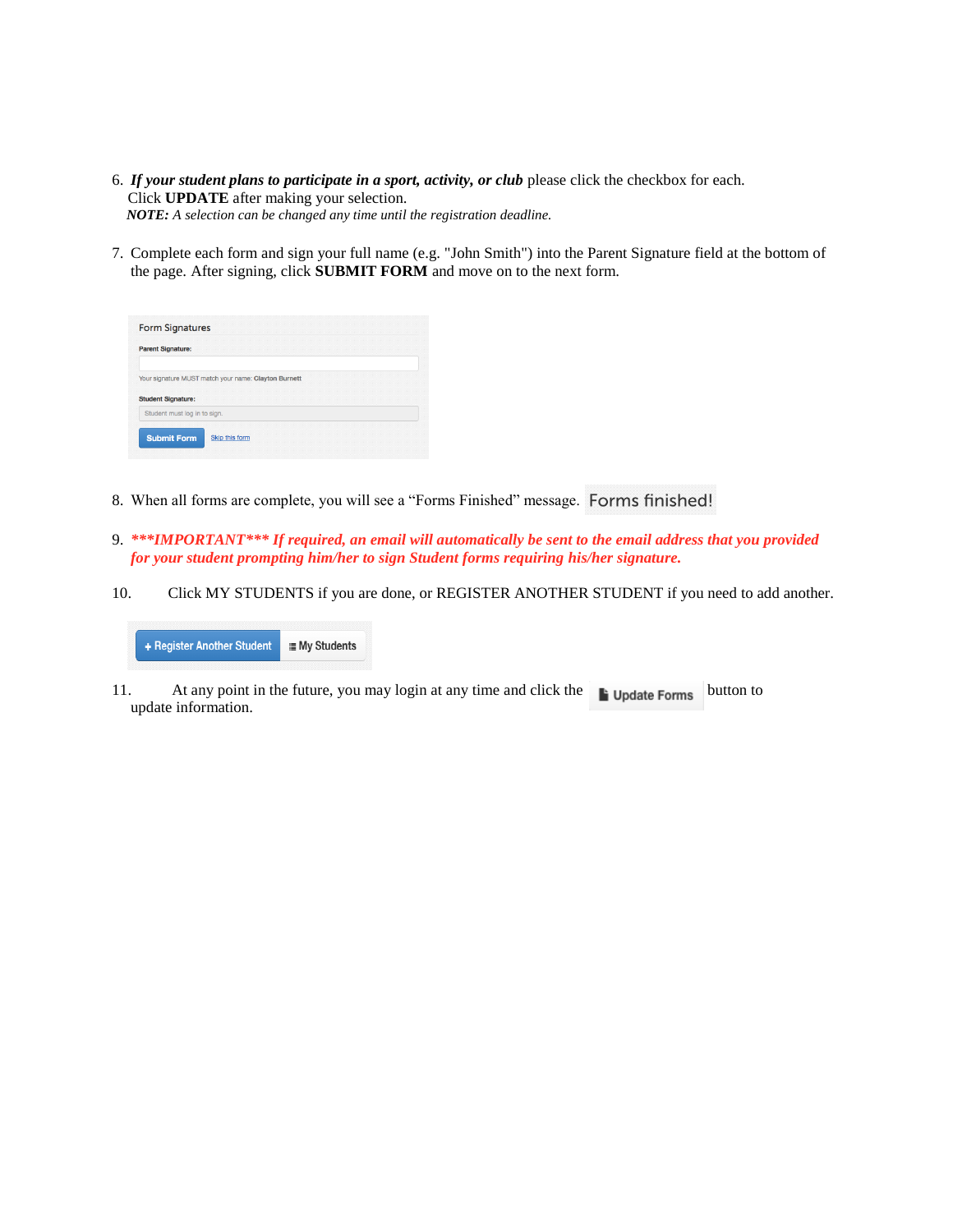6. ***If your student plans to participate in a sport, activity, or club*** please click the checkbox for each. Click **UPDATE** after making your selection.
   ***NOTE:*** *A selection can be changed any time until the registration deadline.*

7. Complete each form and sign your full name (e.g. "John Smith") into the Parent Signature field at the bottom of the page. After signing, click **SUBMIT FORM** and move on to the next form.

   Form Signatures

   Parent Signature:

   Your signature MUST match your name: **Clayton Burnett**

   Student Signature:

   Student must log in to sign.

   Submit Form   Skip this form

8. When all forms are complete, you will see a "Forms Finished" message. Forms finished!

9. ***\*\*\*IMPORTANT\*\*\* If required, an email will automatically be sent to the email address that you provided for your student prompting him/her to sign Student forms requiring his/her signature.***

10. Click MY STUDENTS if you are done, or REGISTER ANOTHER STUDENT if you need to add another.

    + Register Another Student   My Students

11. At any point in the future, you may login at any time and click the Update Forms button to update information.